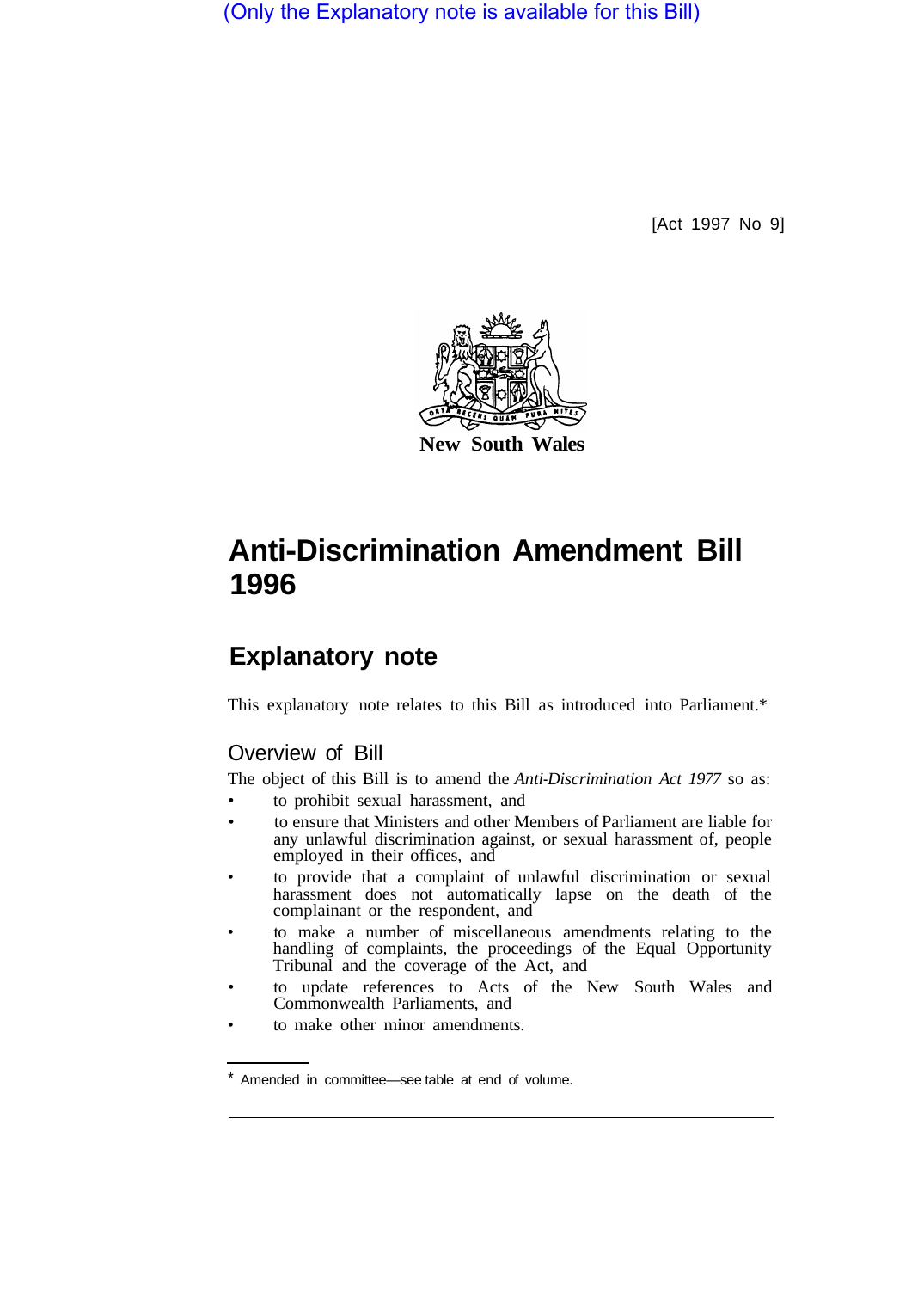(Only the Explanatory note is available for this Bill)

[Act 1997 No 9]

New South Wales

# Anti-Discrimination Amendment Bill 1996

## Explanatory note

This explanatory note relates to this Bill as introduced into Parliament.*

### Overview of Bill

The object of this Bill is to amend the *Anti-Discrimination Act 1977* so as:

- to prohibit sexual harassment, and
- to ensure that Ministers and other Members of Parliament are liable for any unlawful discrimination against, or sexual harassment of, people employed in their offices, and
- to provide that a complaint of unlawful discrimination or sexual harassment does not automatically lapse on the death of the complainant or the respondent, and
- to make a number of miscellaneous amendments relating to the handling of complaints, the proceedings of the Equal Opportunity Tribunal and the coverage of the Act, and
- to update references to Acts of the New South Wales and Commonwealth Parliaments, and
- to make other minor amendments.

* Amended in committee—see table at end of volume.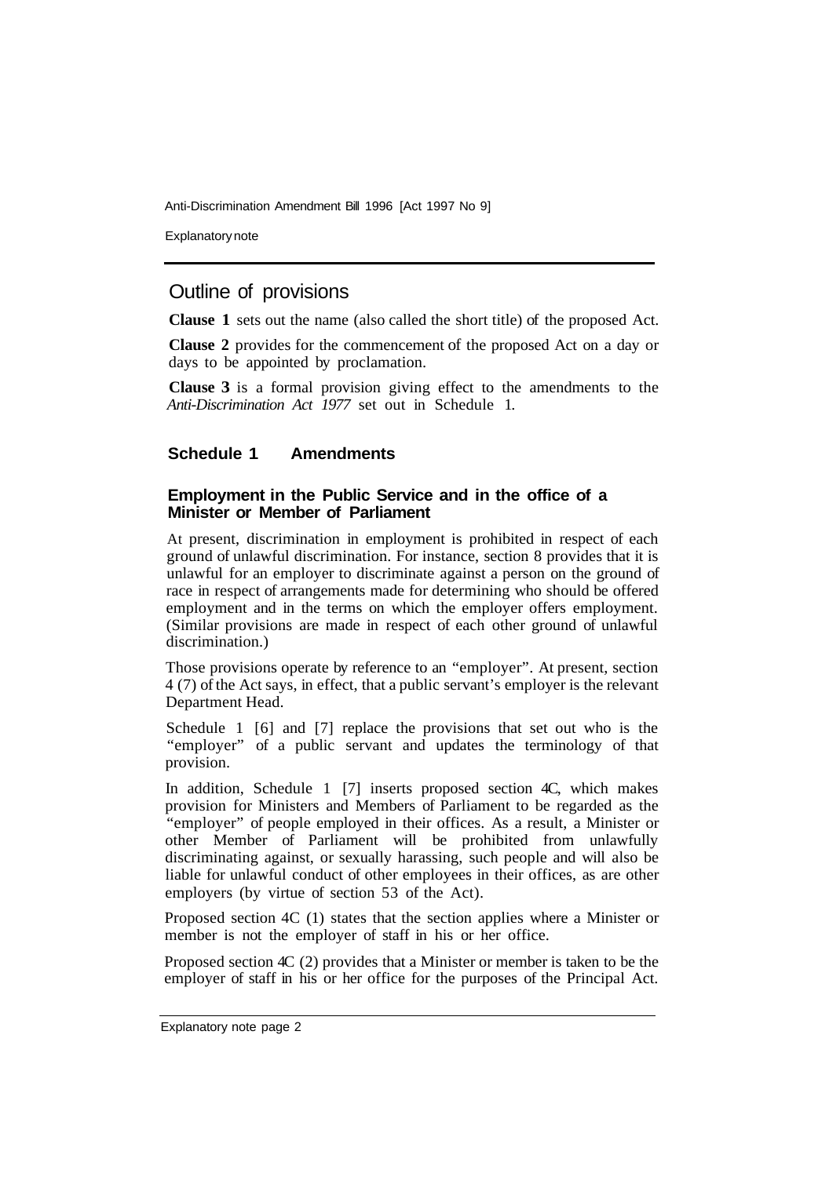## Outline of provisions

**Clause 1** sets out the name (also called the short title) of the proposed Act.

**Clause 2** provides for the commencement of the proposed Act on a day or days to be appointed by proclamation.

**Clause 3** is a formal provision giving effect to the amendments to the *Anti-Discrimination Act 1977* set out in Schedule 1.

### Schedule 1 Amendments

#### Employment in the Public Service and in the office of a Minister or Member of Parliament

At present, discrimination in employment is prohibited in respect of each ground of unlawful discrimination. For instance, section 8 provides that it is unlawful for an employer to discriminate against a person on the ground of race in respect of arrangements made for determining who should be offered employment and in the terms on which the employer offers employment. (Similar provisions are made in respect of each other ground of unlawful discrimination.)

Those provisions operate by reference to an "employer". At present, section 4 (7) of the Act says, in effect, that a public servant's employer is the relevant Department Head.

Schedule 1 [6] and [7] replace the provisions that set out who is the "employer" of a public servant and updates the terminology of that provision.

In addition, Schedule 1 [7] inserts proposed section 4C, which makes provision for Ministers and Members of Parliament to be regarded as the "employer" of people employed in their offices. As a result, a Minister or other Member of Parliament will be prohibited from unlawfully discriminating against, or sexually harassing, such people and will also be liable for unlawful conduct of other employees in their offices, as are other employers (by virtue of section 53 of the Act).

Proposed section 4C (1) states that the section applies where a Minister or member is not the employer of staff in his or her office.

Proposed section 4C (2) provides that a Minister or member is taken to be the employer of staff in his or her office for the purposes of the Principal Act.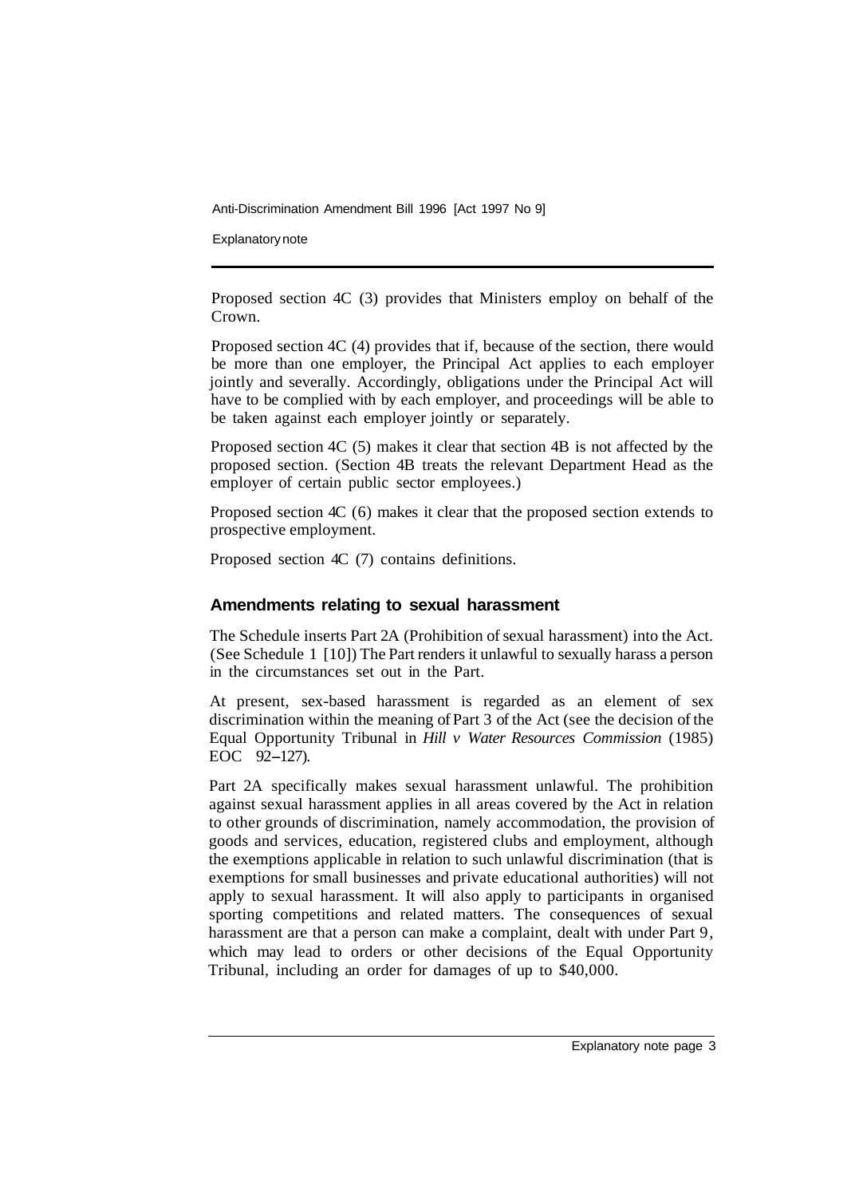Proposed section 4C (3) provides that Ministers employ on behalf of the Crown.

Proposed section 4C (4) provides that if, because of the section, there would be more than one employer, the Principal Act applies to each employer jointly and severally. Accordingly, obligations under the Principal Act will have to be complied with by each employer, and proceedings will be able to be taken against each employer jointly or separately.

Proposed section 4C (5) makes it clear that section 4B is not affected by the proposed section. (Section 4B treats the relevant Department Head as the employer of certain public sector employees.)

Proposed section 4C (6) makes it clear that the proposed section extends to prospective employment.

Proposed section 4C (7) contains definitions.

## Amendments relating to sexual harassment

The Schedule inserts Part 2A (Prohibition of sexual harassment) into the Act. (See Schedule 1 [10]) The Part renders it unlawful to sexually harass a person in the circumstances set out in the Part.

At present, sex-based harassment is regarded as an element of sex discrimination within the meaning of Part 3 of the Act (see the decision of the Equal Opportunity Tribunal in *Hill v Water Resources Commission* (1985) EOC 92–127).

Part 2A specifically makes sexual harassment unlawful. The prohibition against sexual harassment applies in all areas covered by the Act in relation to other grounds of discrimination, namely accommodation, the provision of goods and services, education, registered clubs and employment, although the exemptions applicable in relation to such unlawful discrimination (that is exemptions for small businesses and private educational authorities) will not apply to sexual harassment. It will also apply to participants in organised sporting competitions and related matters. The consequences of sexual harassment are that a person can make a complaint, dealt with under Part 9, which may lead to orders or other decisions of the Equal Opportunity Tribunal, including an order for damages of up to $40,000.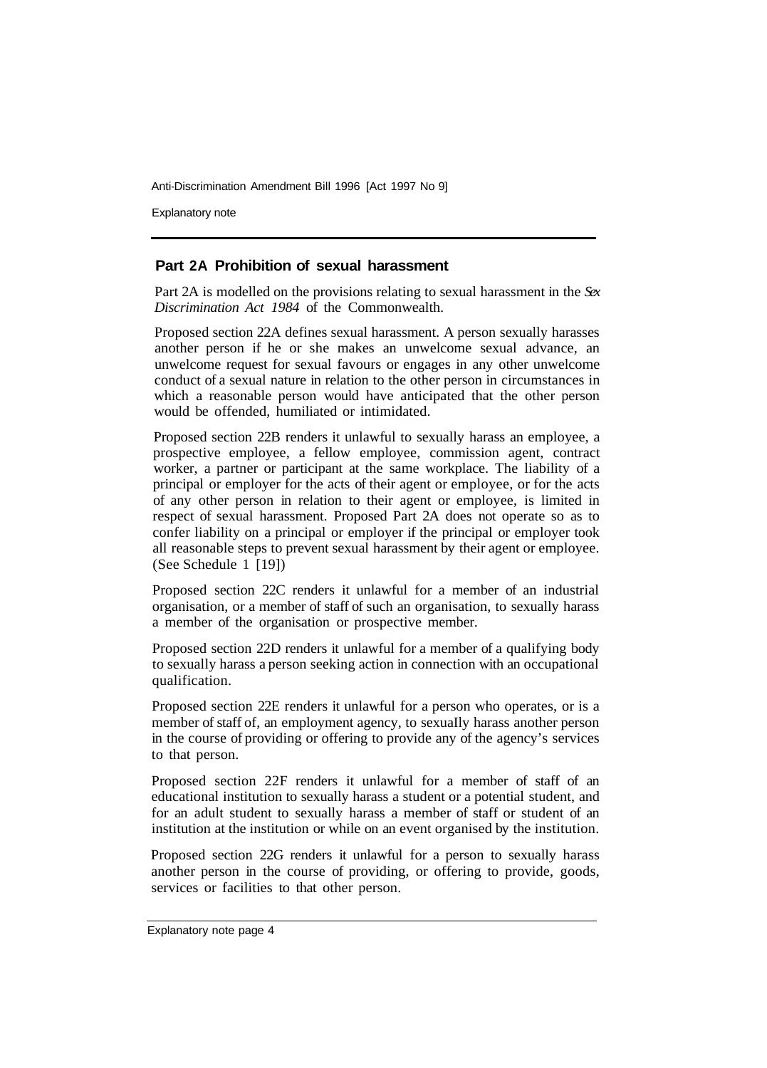## Part 2A Prohibition of sexual harassment

Part 2A is modelled on the provisions relating to sexual harassment in the *Sex Discrimination Act 1984* of the Commonwealth.

Proposed section 22A defines sexual harassment. A person sexually harasses another person if he or she makes an unwelcome sexual advance, an unwelcome request for sexual favours or engages in any other unwelcome conduct of a sexual nature in relation to the other person in circumstances in which a reasonable person would have anticipated that the other person would be offended, humiliated or intimidated.

Proposed section 22B renders it unlawful to sexually harass an employee, a prospective employee, a fellow employee, commission agent, contract worker, a partner or participant at the same workplace. The liability of a principal or employer for the acts of their agent or employee, or for the acts of any other person in relation to their agent or employee, is limited in respect of sexual harassment. Proposed Part 2A does not operate so as to confer liability on a principal or employer if the principal or employer took all reasonable steps to prevent sexual harassment by their agent or employee. (See Schedule 1 [19])

Proposed section 22C renders it unlawful for a member of an industrial organisation, or a member of staff of such an organisation, to sexually harass a member of the organisation or prospective member.

Proposed section 22D renders it unlawful for a member of a qualifying body to sexually harass a person seeking action in connection with an occupational qualification.

Proposed section 22E renders it unlawful for a person who operates, or is a member of staff of, an employment agency, to sexually harass another person in the course of providing or offering to provide any of the agency's services to that person.

Proposed section 22F renders it unlawful for a member of staff of an educational institution to sexually harass a student or a potential student, and for an adult student to sexually harass a member of staff or student of an institution at the institution or while on an event organised by the institution.

Proposed section 22G renders it unlawful for a person to sexually harass another person in the course of providing, or offering to provide, goods, services or facilities to that other person.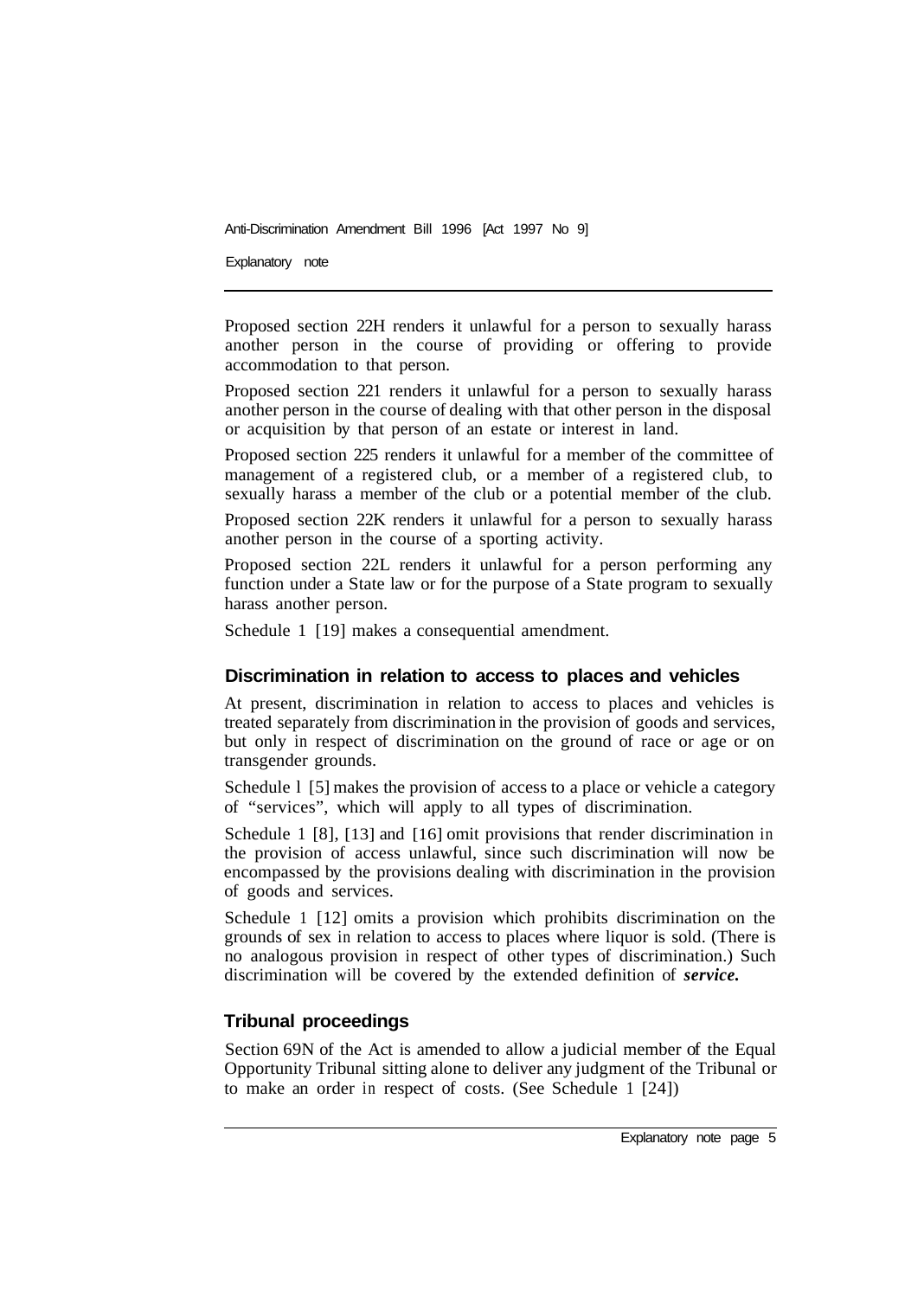Proposed section 22H renders it unlawful for a person to sexually harass another person in the course of providing or offering to provide accommodation to that person.

Proposed section 221 renders it unlawful for a person to sexually harass another person in the course of dealing with that other person in the disposal or acquisition by that person of an estate or interest in land.

Proposed section 225 renders it unlawful for a member of the committee of management of a registered club, or a member of a registered club, to sexually harass a member of the club or a potential member of the club.

Proposed section 22K renders it unlawful for a person to sexually harass another person in the course of a sporting activity.

Proposed section 22L renders it unlawful for a person performing any function under a State law or for the purpose of a State program to sexually harass another person.

Schedule 1 [19] makes a consequential amendment.

### Discrimination in relation to access to places and vehicles

At present, discrimination in relation to access to places and vehicles is treated separately from discrimination in the provision of goods and services, but only in respect of discrimination on the ground of race or age or on transgender grounds.

Schedule 1 [5] makes the provision of access to a place or vehicle a category of "services", which will apply to all types of discrimination.

Schedule 1 [8], [13] and [16] omit provisions that render discrimination in the provision of access unlawful, since such discrimination will now be encompassed by the provisions dealing with discrimination in the provision of goods and services.

Schedule 1 [12] omits a provision which prohibits discrimination on the grounds of sex in relation to access to places where liquor is sold. (There is no analogous provision in respect of other types of discrimination.) Such discrimination will be covered by the extended definition of ***service.***

### Tribunal proceedings

Section 69N of the Act is amended to allow a judicial member of the Equal Opportunity Tribunal sitting alone to deliver any judgment of the Tribunal or to make an order in respect of costs. (See Schedule 1 [24])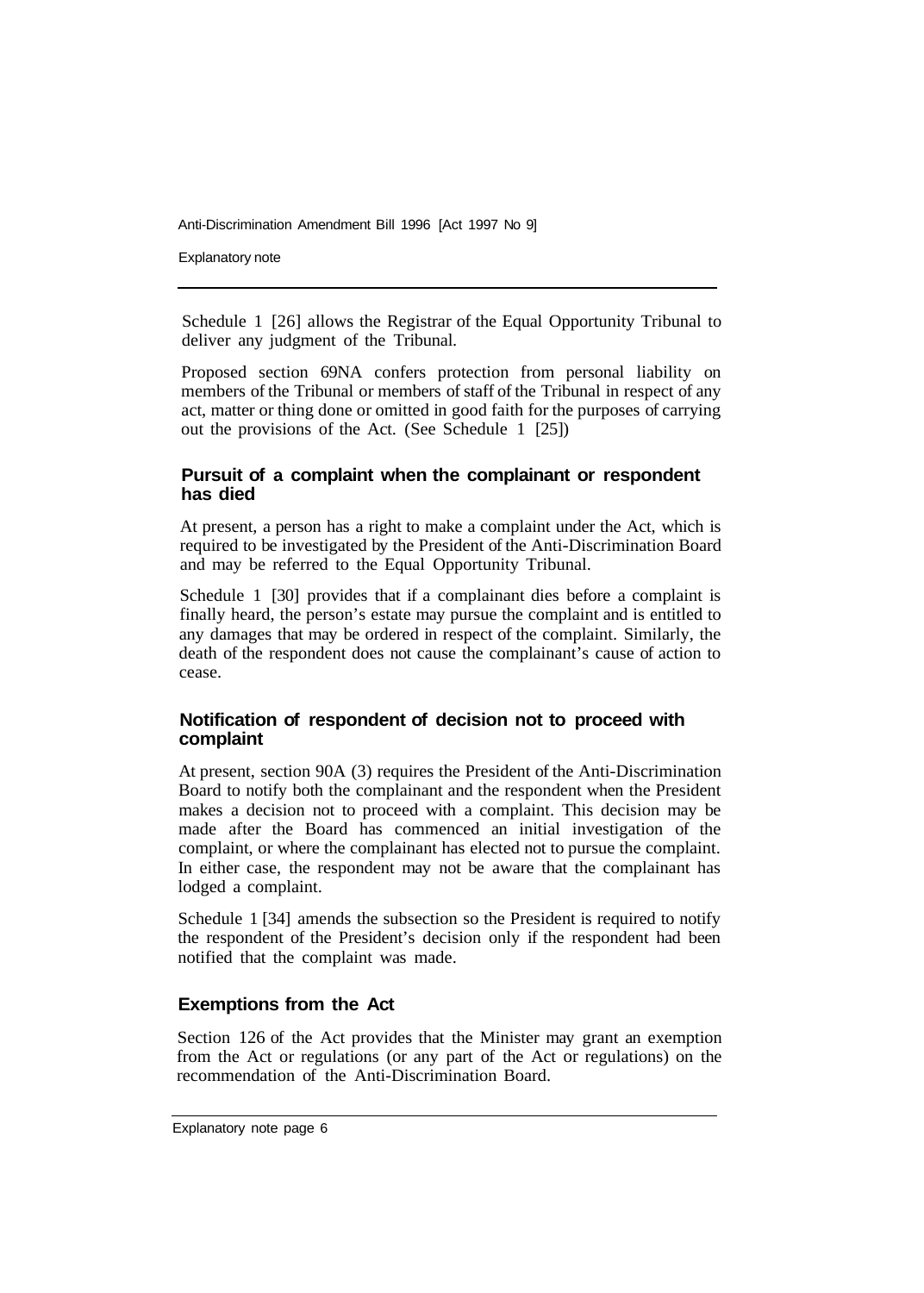Schedule 1 [26] allows the Registrar of the Equal Opportunity Tribunal to deliver any judgment of the Tribunal.

Proposed section 69NA confers protection from personal liability on members of the Tribunal or members of staff of the Tribunal in respect of any act, matter or thing done or omitted in good faith for the purposes of carrying out the provisions of the Act. (See Schedule 1 [25])

### Pursuit of a complaint when the complainant or respondent has died

At present, a person has a right to make a complaint under the Act, which is required to be investigated by the President of the Anti-Discrimination Board and may be referred to the Equal Opportunity Tribunal.

Schedule 1 [30] provides that if a complainant dies before a complaint is finally heard, the person's estate may pursue the complaint and is entitled to any damages that may be ordered in respect of the complaint. Similarly, the death of the respondent does not cause the complainant's cause of action to cease.

### Notification of respondent of decision not to proceed with complaint

At present, section 90A (3) requires the President of the Anti-Discrimination Board to notify both the complainant and the respondent when the President makes a decision not to proceed with a complaint. This decision may be made after the Board has commenced an initial investigation of the complaint, or where the complainant has elected not to pursue the complaint. In either case, the respondent may not be aware that the complainant has lodged a complaint.

Schedule 1 [34] amends the subsection so the President is required to notify the respondent of the President's decision only if the respondent had been notified that the complaint was made.

### Exemptions from the Act

Section 126 of the Act provides that the Minister may grant an exemption from the Act or regulations (or any part of the Act or regulations) on the recommendation of the Anti-Discrimination Board.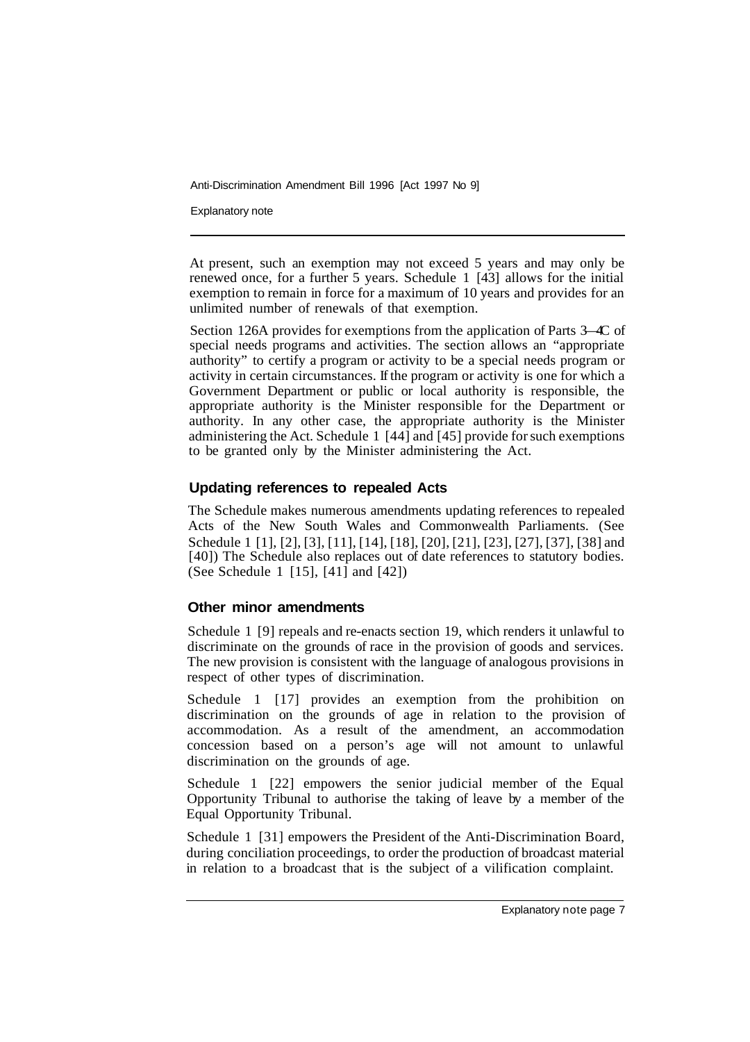At present, such an exemption may not exceed 5 years and may only be renewed once, for a further 5 years. Schedule 1 [43] allows for the initial exemption to remain in force for a maximum of 10 years and provides for an unlimited number of renewals of that exemption.

Section 126A provides for exemptions from the application of Parts 3–4C of special needs programs and activities. The section allows an "appropriate authority" to certify a program or activity to be a special needs program or activity in certain circumstances. If the program or activity is one for which a Government Department or public or local authority is responsible, the appropriate authority is the Minister responsible for the Department or authority. In any other case, the appropriate authority is the Minister administering the Act. Schedule 1 [44] and [45] provide for such exemptions to be granted only by the Minister administering the Act.

### Updating references to repealed Acts

The Schedule makes numerous amendments updating references to repealed Acts of the New South Wales and Commonwealth Parliaments. (See Schedule 1 [1], [2], [3], [11], [14], [18], [20], [21], [23], [27], [37], [38] and [40]) The Schedule also replaces out of date references to statutory bodies. (See Schedule 1 [15], [41] and [42])

### Other minor amendments

Schedule 1 [9] repeals and re-enacts section 19, which renders it unlawful to discriminate on the grounds of race in the provision of goods and services. The new provision is consistent with the language of analogous provisions in respect of other types of discrimination.

Schedule 1 [17] provides an exemption from the prohibition on discrimination on the grounds of age in relation to the provision of accommodation. As a result of the amendment, an accommodation concession based on a person's age will not amount to unlawful discrimination on the grounds of age.

Schedule 1 [22] empowers the senior judicial member of the Equal Opportunity Tribunal to authorise the taking of leave by a member of the Equal Opportunity Tribunal.

Schedule 1 [31] empowers the President of the Anti-Discrimination Board, during conciliation proceedings, to order the production of broadcast material in relation to a broadcast that is the subject of a vilification complaint.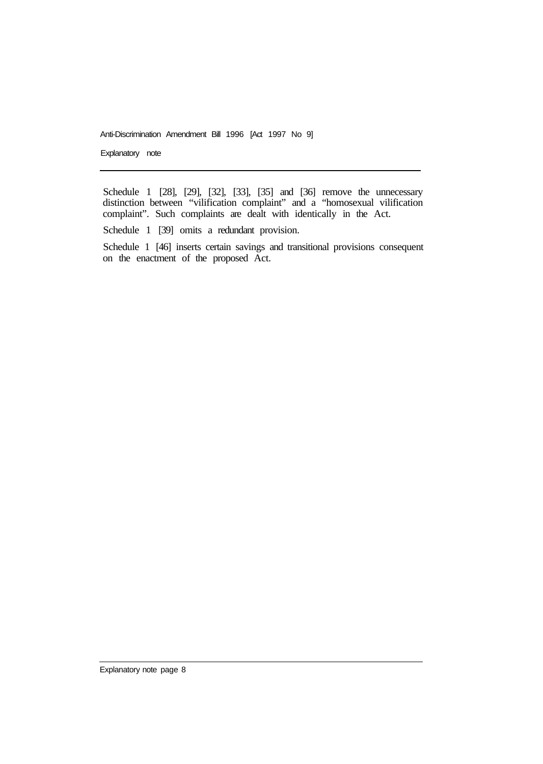Schedule 1 [28], [29], [32], [33], [35] and [36] remove the unnecessary distinction between "vilification complaint" and a "homosexual vilification complaint". Such complaints are dealt with identically in the Act.

Schedule 1 [39] omits a redundant provision.

Schedule 1 [46] inserts certain savings and transitional provisions consequent on the enactment of the proposed Act.